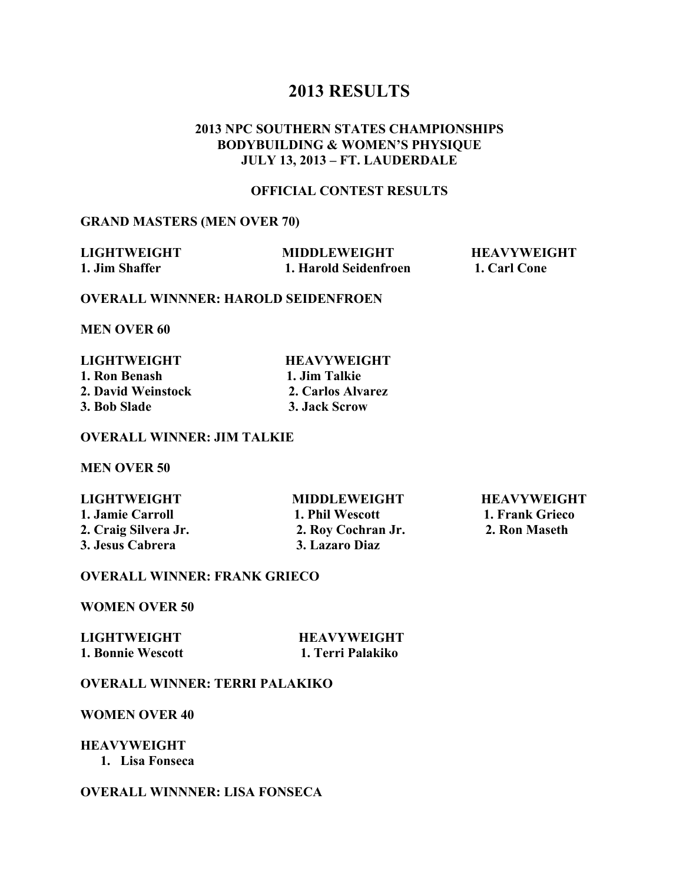# 2013 RESULTS

### 2013 NPC SOUTHERN STATES CHAMPIONSHIPS
### BODYBUILDING & WOMEN'S PHYSIQUE
### JULY 13, 2013 – FT. LAUDERDALE

### OFFICIAL CONTEST RESULTS

**GRAND MASTERS (MEN OVER 70)**

| LIGHTWEIGHT | MIDDLEWEIGHT | HEAVYWEIGHT |
|---|---|---|
| 1. Jim Shaffer | 1. Harold Seidenfroen | 1. Carl Cone |

**OVERALL WINNNER: HAROLD SEIDENFROEN**

**MEN OVER 60**

| LIGHTWEIGHT | HEAVYWEIGHT |
|---|---|
| 1. Ron Benash | 1. Jim Talkie |
| 2. David Weinstock | 2. Carlos Alvarez |
| 3. Bob Slade | 3. Jack Scrow |

**OVERALL WINNER: JIM TALKIE**

**MEN OVER 50**

| LIGHTWEIGHT | MIDDLEWEIGHT | HEAVYWEIGHT |
|---|---|---|
| 1. Jamie Carroll | 1. Phil Wescott | 1. Frank Grieco |
| 2. Craig Silvera Jr. | 2. Roy Cochran Jr. | 2. Ron Maseth |
| 3. Jesus Cabrera | 3. Lazaro Diaz | |

**OVERALL WINNER: FRANK GRIECO**

**WOMEN OVER 50**

| LIGHTWEIGHT | HEAVYWEIGHT |
|---|---|
| 1. Bonnie Wescott | 1. Terri Palakiko |

**OVERALL WINNER: TERRI PALAKIKO**

**WOMEN OVER 40**

**HEAVYWEIGHT**

1. **Lisa Fonseca**

**OVERALL WINNNER: LISA FONSECA**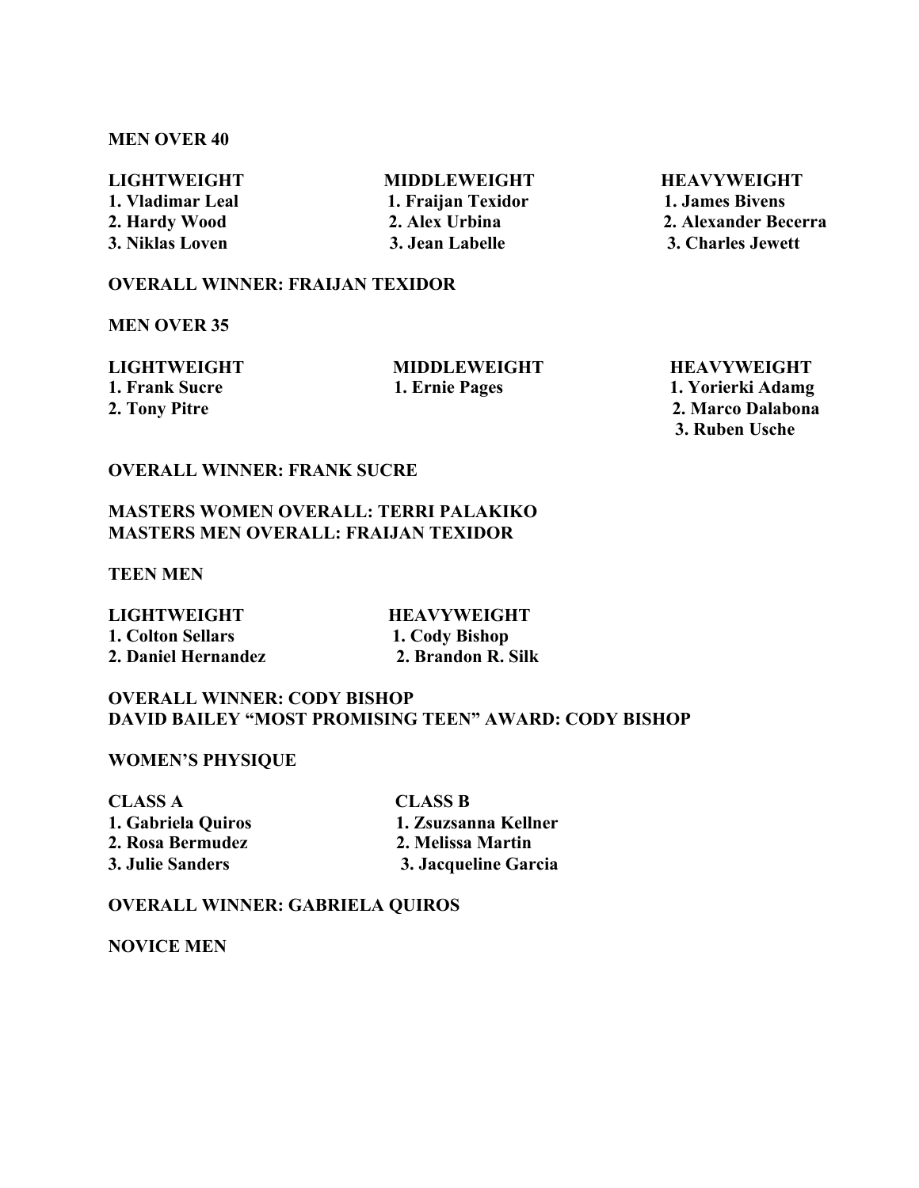**MEN OVER 40**

| LIGHTWEIGHT | MIDDLEWEIGHT | HEAVYWEIGHT |
|---|---|---|
| 1. Vladimar Leal | 1. Fraijan Texidor | 1. James Bivens |
| 2. Hardy Wood | 2. Alex Urbina | 2. Alexander Becerra |
| 3. Niklas Loven | 3. Jean Labelle | 3. Charles Jewett |

**OVERALL WINNER: FRAIJAN TEXIDOR**

**MEN OVER 35**

| LIGHTWEIGHT | MIDDLEWEIGHT | HEAVYWEIGHT |
|---|---|---|
| 1. Frank Sucre | 1. Ernie Pages | 1. Yorierki Adamg |
| 2. Tony Pitre | | 2. Marco Dalabona |
| | | 3. Ruben Usche |

**OVERALL WINNER: FRANK SUCRE**

**MASTERS WOMEN OVERALL: TERRI PALAKIKO**
**MASTERS MEN OVERALL: FRAIJAN TEXIDOR**

**TEEN MEN**

| LIGHTWEIGHT | HEAVYWEIGHT |
|---|---|
| 1. Colton Sellars | 1. Cody Bishop |
| 2. Daniel Hernandez | 2. Brandon R. Silk |

**OVERALL WINNER: CODY BISHOP**
**DAVID BAILEY "MOST PROMISING TEEN" AWARD: CODY BISHOP**

**WOMEN'S PHYSIQUE**

| CLASS A | CLASS B |
|---|---|
| 1. Gabriela Quiros | 1. Zsuzsanna Kellner |
| 2. Rosa Bermudez | 2. Melissa Martin |
| 3. Julie Sanders | 3. Jacqueline Garcia |

**OVERALL WINNER: GABRIELA QUIROS**

**NOVICE MEN**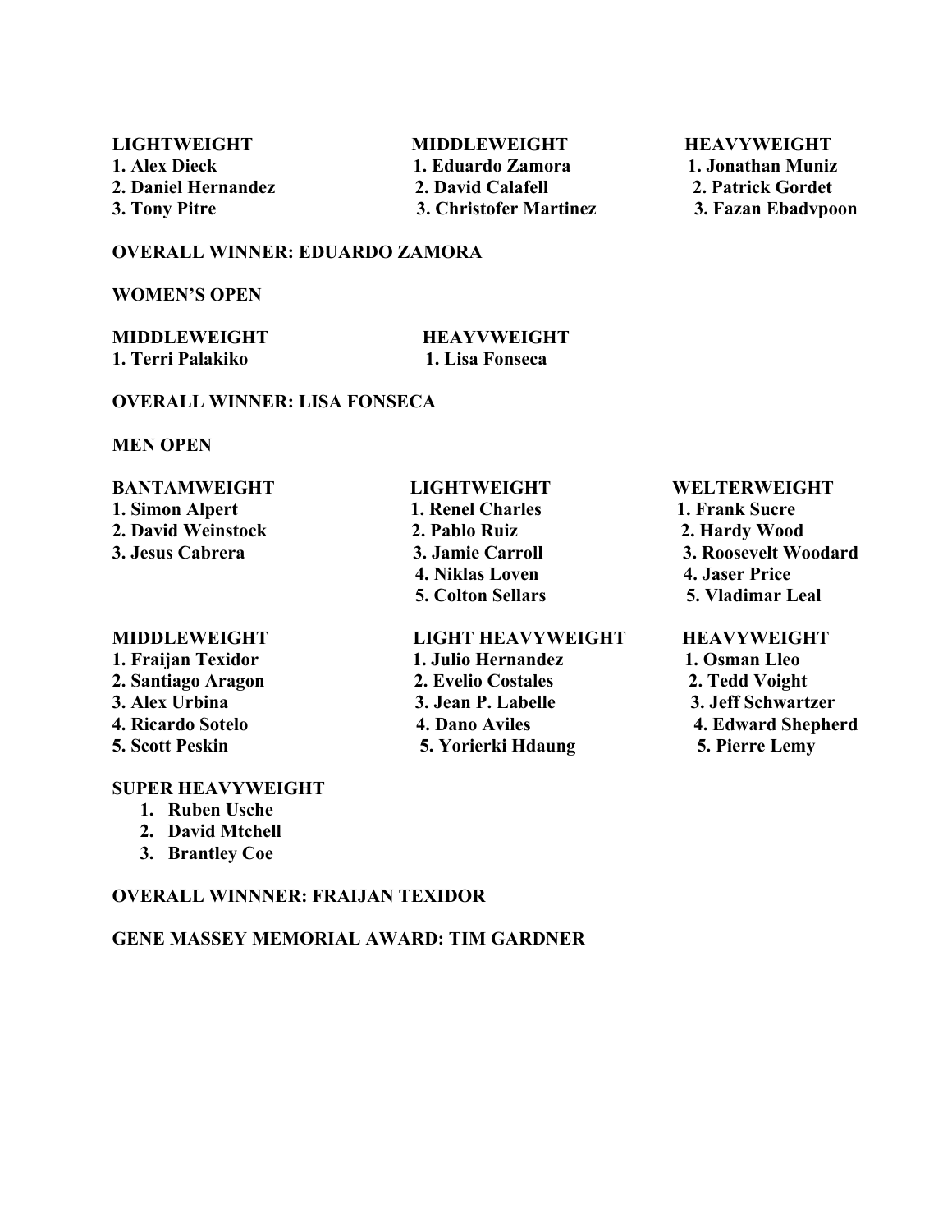| LIGHTWEIGHT | MIDDLEWEIGHT | HEAVYWEIGHT |
|---|---|---|
| 1. Alex Dieck | 1. Eduardo Zamora | 1. Jonathan Muniz |
| 2. Daniel Hernandez | 2. David Calafell | 2. Patrick Gordet |
| 3. Tony Pitre | 3. Christofer Martinez | 3. Fazan Ebadvpoon |

**OVERALL WINNER: EDUARDO ZAMORA**

**WOMEN'S OPEN**

| MIDDLEWEIGHT | HEAYVWEIGHT |
|---|---|
| 1. Terri Palakiko | 1. Lisa Fonseca |

**OVERALL WINNER: LISA FONSECA**

**MEN OPEN**

| BANTAMWEIGHT | LIGHTWEIGHT | WELTERWEIGHT |
|---|---|---|
| 1. Simon Alpert | 1. Renel Charles | 1. Frank Sucre |
| 2. David Weinstock | 2. Pablo Ruiz | 2. Hardy Wood |
| 3. Jesus Cabrera | 3. Jamie Carroll | 3. Roosevelt Woodard |
| | 4. Niklas Loven | 4. Jaser Price |
| | 5. Colton Sellars | 5. Vladimar Leal |

| MIDDLEWEIGHT | LIGHT HEAVYWEIGHT | HEAVYWEIGHT |
|---|---|---|
| 1. Fraijan Texidor | 1. Julio Hernandez | 1. Osman Lleo |
| 2. Santiago Aragon | 2. Evelio Costales | 2. Tedd Voight |
| 3. Alex Urbina | 3. Jean P. Labelle | 3. Jeff Schwartzer |
| 4. Ricardo Sotelo | 4. Dano Aviles | 4. Edward Shepherd |
| 5. Scott Peskin | 5. Yorierki Hdaung | 5. Pierre Lemy |

**SUPER HEAVYWEIGHT**

1. **Ruben Usche**
2. **David Mtchell**
3. **Brantley Coe**

**OVERALL WINNNER: FRAIJAN TEXIDOR**

**GENE MASSEY MEMORIAL AWARD: TIM GARDNER**